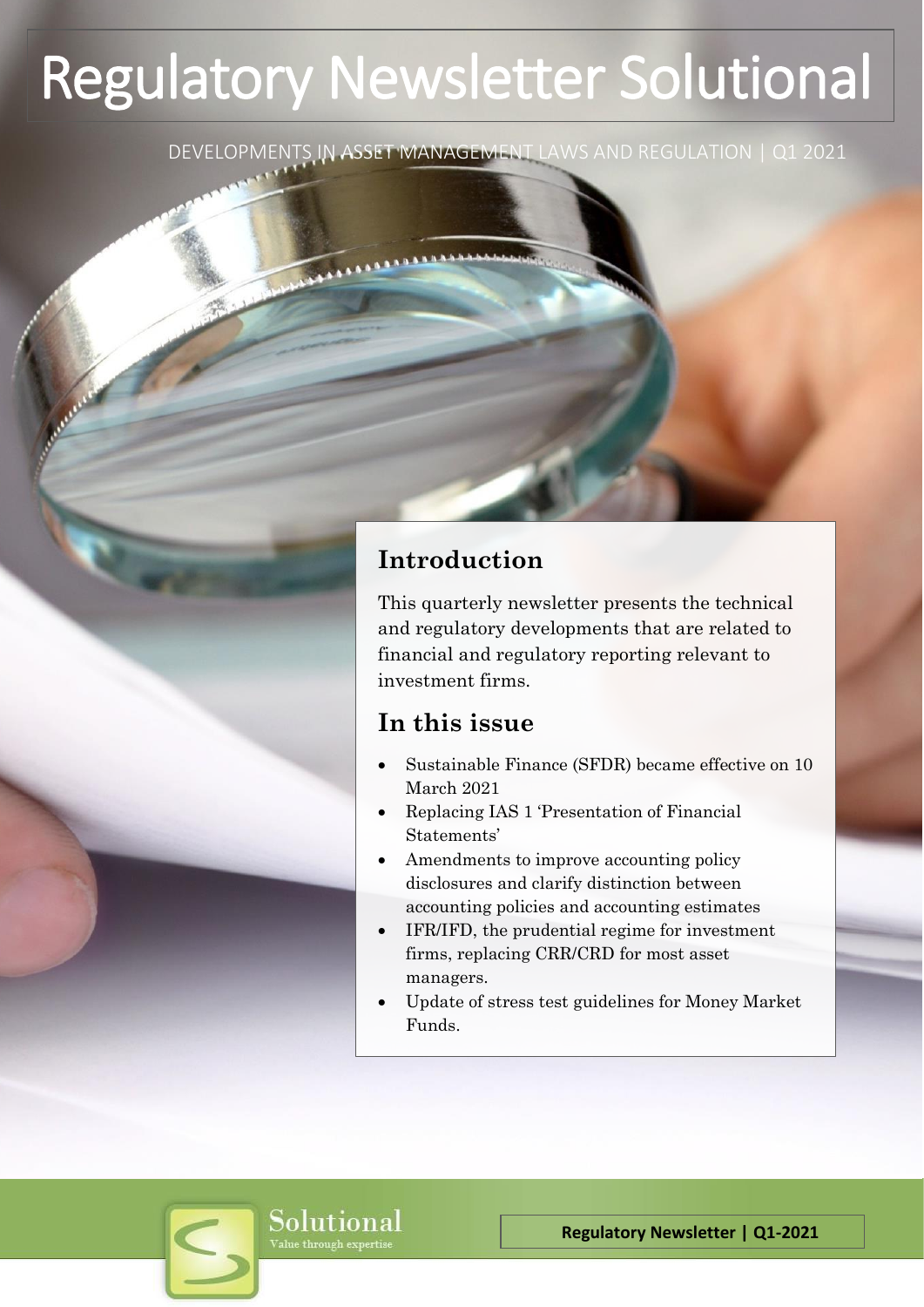# Regulatory Newsletter Solutional

DEVELOPMENTS IN ASSET MANAGEMENT LAWS AND REGULATION | Q1 2021

## Introduction

This quarterly newsletter presents the technical and regulatory developments that are related to financial and regulatory reporting relevant to investment firms.

## In this issue

- Sustainable Finance (SFDR) became effective on 10 March 2021
- Replacing IAS 1 'Presentation of Financial Statements'
- Amendments to improve accounting policy disclosures and clarify distinction between accounting policies and accounting estimates
- IFR/IFD, the prudential regime for investment firms, replacing CRR/CRD for most asset managers.
- Update of stress test guidelines for Money Market Funds.

Solutional
Value through expertise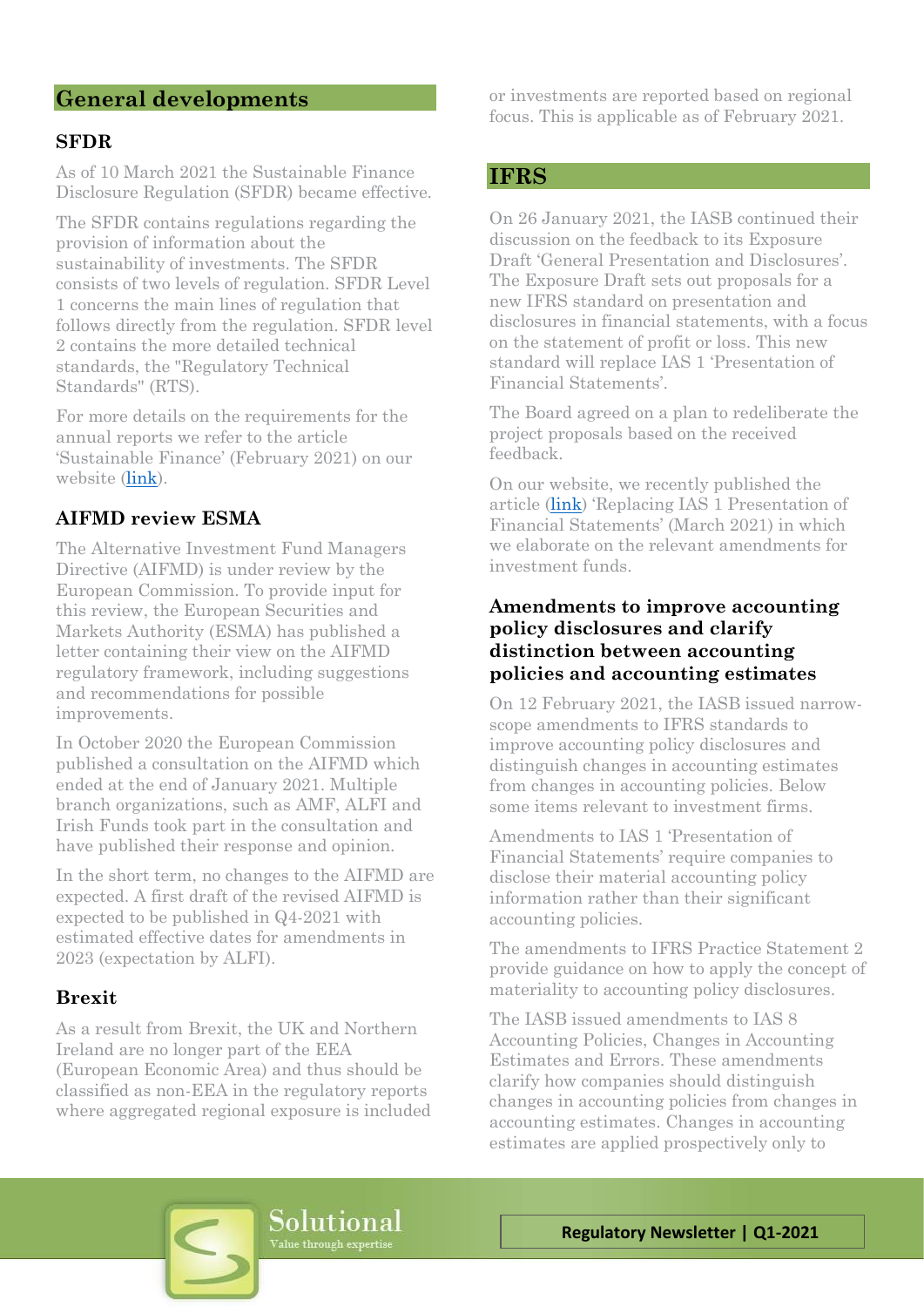## General developments

### SFDR

As of 10 March 2021 the Sustainable Finance Disclosure Regulation (SFDR) became effective.

The SFDR contains regulations regarding the provision of information about the sustainability of investments. The SFDR consists of two levels of regulation. SFDR Level 1 concerns the main lines of regulation that follows directly from the regulation. SFDR level 2 contains the more detailed technical standards, the "Regulatory Technical Standards" (RTS).

For more details on the requirements for the annual reports we refer to the article 'Sustainable Finance' (February 2021) on our website (link).

### AIFMD review ESMA

The Alternative Investment Fund Managers Directive (AIFMD) is under review by the European Commission. To provide input for this review, the European Securities and Markets Authority (ESMA) has published a letter containing their view on the AIFMD regulatory framework, including suggestions and recommendations for possible improvements.

In October 2020 the European Commission published a consultation on the AIFMD which ended at the end of January 2021. Multiple branch organizations, such as AMF, ALFI and Irish Funds took part in the consultation and have published their response and opinion.

In the short term, no changes to the AIFMD are expected. A first draft of the revised AIFMD is expected to be published in Q4-2021 with estimated effective dates for amendments in 2023 (expectation by ALFI).

### Brexit

As a result from Brexit, the UK and Northern Ireland are no longer part of the EEA (European Economic Area) and thus should be classified as non-EEA in the regulatory reports where aggregated regional exposure is included or investments are reported based on regional focus. This is applicable as of February 2021.

## IFRS

On 26 January 2021, the IASB continued their discussion on the feedback to its Exposure Draft 'General Presentation and Disclosures'. The Exposure Draft sets out proposals for a new IFRS standard on presentation and disclosures in financial statements, with a focus on the statement of profit or loss. This new standard will replace IAS 1 'Presentation of Financial Statements'.

The Board agreed on a plan to redeliberate the project proposals based on the received feedback.

On our website, we recently published the article (link) 'Replacing IAS 1 Presentation of Financial Statements' (March 2021) in which we elaborate on the relevant amendments for investment funds.

### Amendments to improve accounting policy disclosures and clarify distinction between accounting policies and accounting estimates

On 12 February 2021, the IASB issued narrow-scope amendments to IFRS standards to improve accounting policy disclosures and distinguish changes in accounting estimates from changes in accounting policies. Below some items relevant to investment firms.

Amendments to IAS 1 'Presentation of Financial Statements' require companies to disclose their material accounting policy information rather than their significant accounting policies.

The amendments to IFRS Practice Statement 2 provide guidance on how to apply the concept of materiality to accounting policy disclosures.

The IASB issued amendments to IAS 8 Accounting Policies, Changes in Accounting Estimates and Errors. These amendments clarify how companies should distinguish changes in accounting policies from changes in accounting estimates. Changes in accounting estimates are applied prospectively only to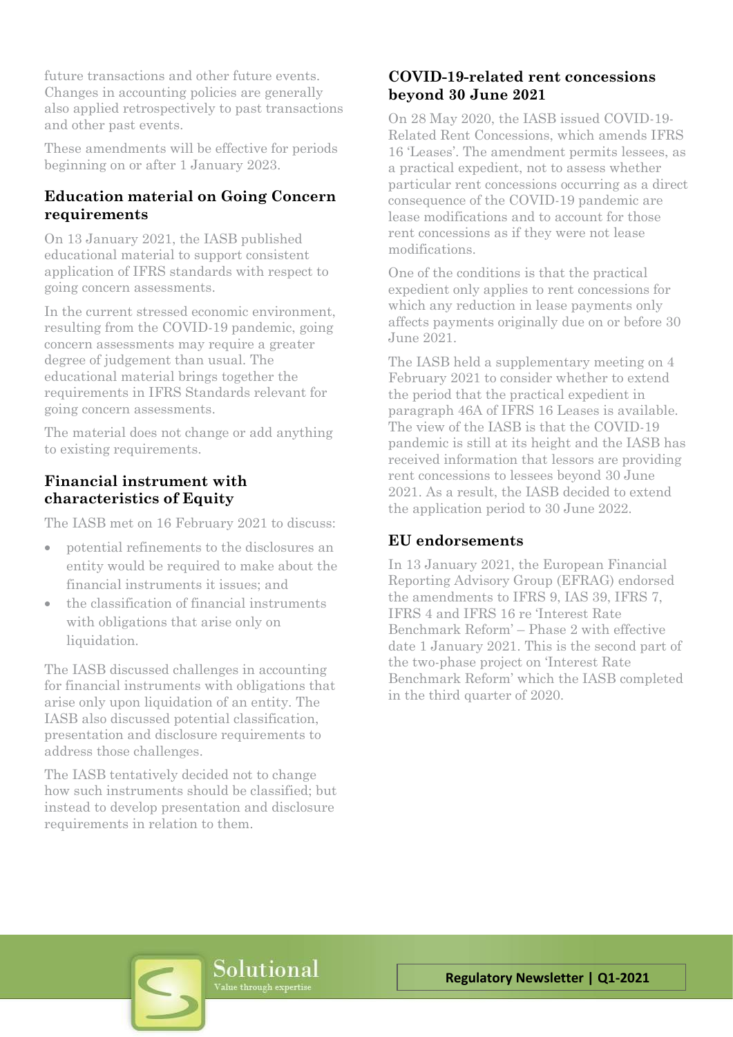future transactions and other future events. Changes in accounting policies are generally also applied retrospectively to past transactions and other past events.

These amendments will be effective for periods beginning on or after 1 January 2023.

## Education material on Going Concern requirements

On 13 January 2021, the IASB published educational material to support consistent application of IFRS standards with respect to going concern assessments.

In the current stressed economic environment, resulting from the COVID-19 pandemic, going concern assessments may require a greater degree of judgement than usual. The educational material brings together the requirements in IFRS Standards relevant for going concern assessments.

The material does not change or add anything to existing requirements.

## Financial instrument with characteristics of Equity

The IASB met on 16 February 2021 to discuss:

- potential refinements to the disclosures an entity would be required to make about the financial instruments it issues; and
- the classification of financial instruments with obligations that arise only on liquidation.

The IASB discussed challenges in accounting for financial instruments with obligations that arise only upon liquidation of an entity. The IASB also discussed potential classification, presentation and disclosure requirements to address those challenges.

The IASB tentatively decided not to change how such instruments should be classified; but instead to develop presentation and disclosure requirements in relation to them.

## COVID-19-related rent concessions beyond 30 June 2021

On 28 May 2020, the IASB issued COVID-19-Related Rent Concessions, which amends IFRS 16 'Leases'. The amendment permits lessees, as a practical expedient, not to assess whether particular rent concessions occurring as a direct consequence of the COVID-19 pandemic are lease modifications and to account for those rent concessions as if they were not lease modifications.

One of the conditions is that the practical expedient only applies to rent concessions for which any reduction in lease payments only affects payments originally due on or before 30 June 2021.

The IASB held a supplementary meeting on 4 February 2021 to consider whether to extend the period that the practical expedient in paragraph 46A of IFRS 16 Leases is available. The view of the IASB is that the COVID-19 pandemic is still at its height and the IASB has received information that lessors are providing rent concessions to lessees beyond 30 June 2021. As a result, the IASB decided to extend the application period to 30 June 2022.

## EU endorsements

In 13 January 2021, the European Financial Reporting Advisory Group (EFRAG) endorsed the amendments to IFRS 9, IAS 39, IFRS 7, IFRS 4 and IFRS 16 re 'Interest Rate Benchmark Reform' – Phase 2 with effective date 1 January 2021. This is the second part of the two-phase project on 'Interest Rate Benchmark Reform' which the IASB completed in the third quarter of 2020.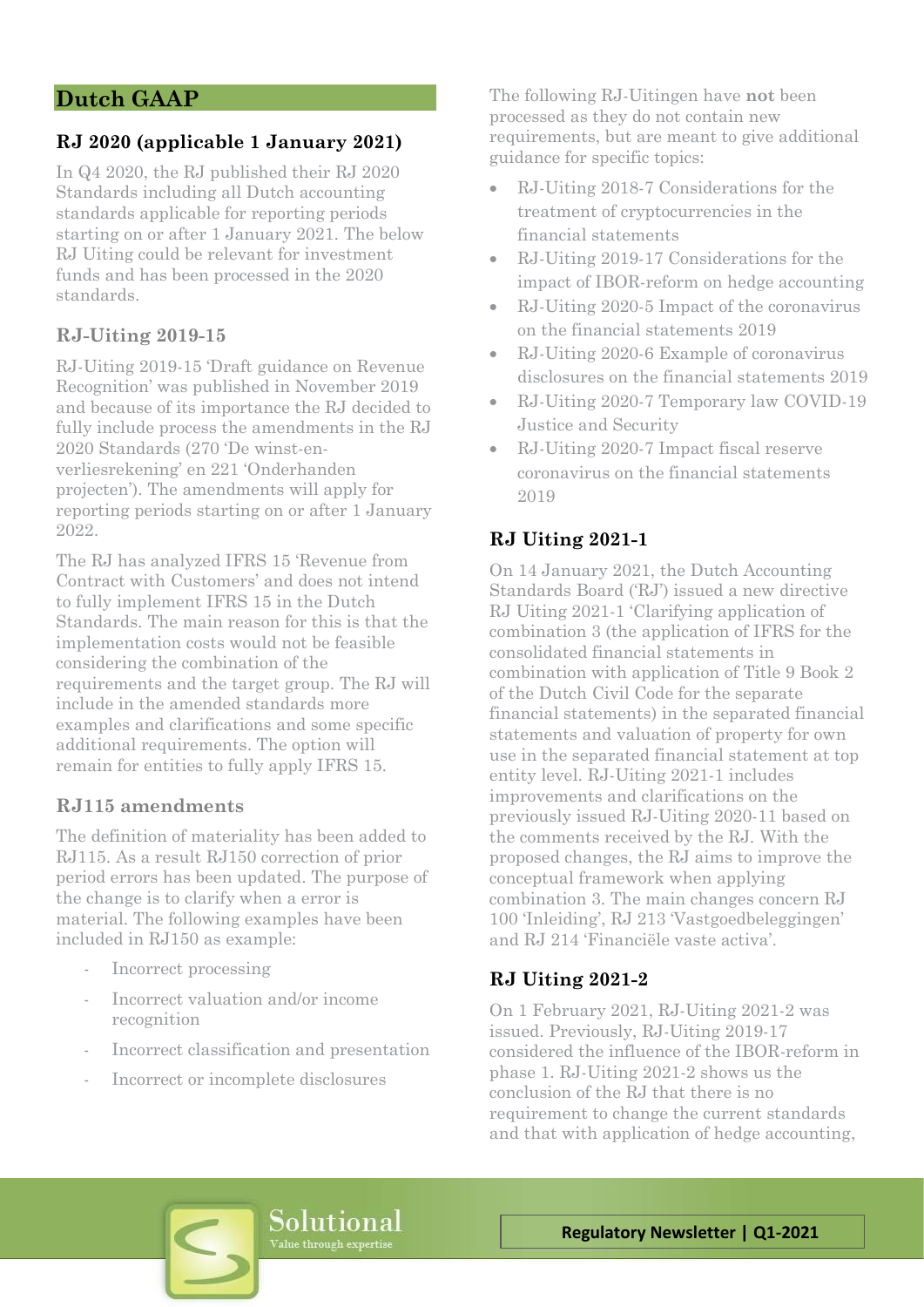# Dutch GAAP

## RJ 2020 (applicable 1 January 2021)

In Q4 2020, the RJ published their RJ 2020 Standards including all Dutch accounting standards applicable for reporting periods starting on or after 1 January 2021. The below RJ Uiting could be relevant for investment funds and has been processed in the 2020 standards.

### RJ-Uiting 2019-15

RJ-Uiting 2019-15 'Draft guidance on Revenue Recognition' was published in November 2019 and because of its importance the RJ decided to fully include process the amendments in the RJ 2020 Standards (270 'De winst-en-verliesrekening' en 221 'Onderhanden projecten'). The amendments will apply for reporting periods starting on or after 1 January 2022.

The RJ has analyzed IFRS 15 'Revenue from Contract with Customers' and does not intend to fully implement IFRS 15 in the Dutch Standards. The main reason for this is that the implementation costs would not be feasible considering the combination of the requirements and the target group. The RJ will include in the amended standards more examples and clarifications and some specific additional requirements. The option will remain for entities to fully apply IFRS 15.

### RJ115 amendments

The definition of materiality has been added to RJ115. As a result RJ150 correction of prior period errors has been updated. The purpose of the change is to clarify when a error is material. The following examples have been included in RJ150 as example:

- Incorrect processing
- Incorrect valuation and/or income recognition
- Incorrect classification and presentation
- Incorrect or incomplete disclosures

The following RJ-Uitingen have **not** been processed as they do not contain new requirements, but are meant to give additional guidance for specific topics:

- RJ-Uiting 2018-7 Considerations for the treatment of cryptocurrencies in the financial statements
- RJ-Uiting 2019-17 Considerations for the impact of IBOR-reform on hedge accounting
- RJ-Uiting 2020-5 Impact of the coronavirus on the financial statements 2019
- RJ-Uiting 2020-6 Example of coronavirus disclosures on the financial statements 2019
- RJ-Uiting 2020-7 Temporary law COVID-19 Justice and Security
- RJ-Uiting 2020-7 Impact fiscal reserve coronavirus on the financial statements 2019

## RJ Uiting 2021-1

On 14 January 2021, the Dutch Accounting Standards Board ('RJ') issued a new directive RJ Uiting 2021-1 'Clarifying application of combination 3 (the application of IFRS for the consolidated financial statements in combination with application of Title 9 Book 2 of the Dutch Civil Code for the separate financial statements) in the separated financial statements and valuation of property for own use in the separated financial statement at top entity level. RJ-Uiting 2021-1 includes improvements and clarifications on the previously issued RJ-Uiting 2020-11 based on the comments received by the RJ. With the proposed changes, the RJ aims to improve the conceptual framework when applying combination 3. The main changes concern RJ 100 'Inleiding', RJ 213 'Vastgoedbeleggingen' and RJ 214 'Financiële vaste activa'.

## RJ Uiting 2021-2

On 1 February 2021, RJ-Uiting 2021-2 was issued. Previously, RJ-Uiting 2019-17 considered the influence of the IBOR-reform in phase 1. RJ-Uiting 2021-2 shows us the conclusion of the RJ that there is no requirement to change the current standards and that with application of hedge accounting,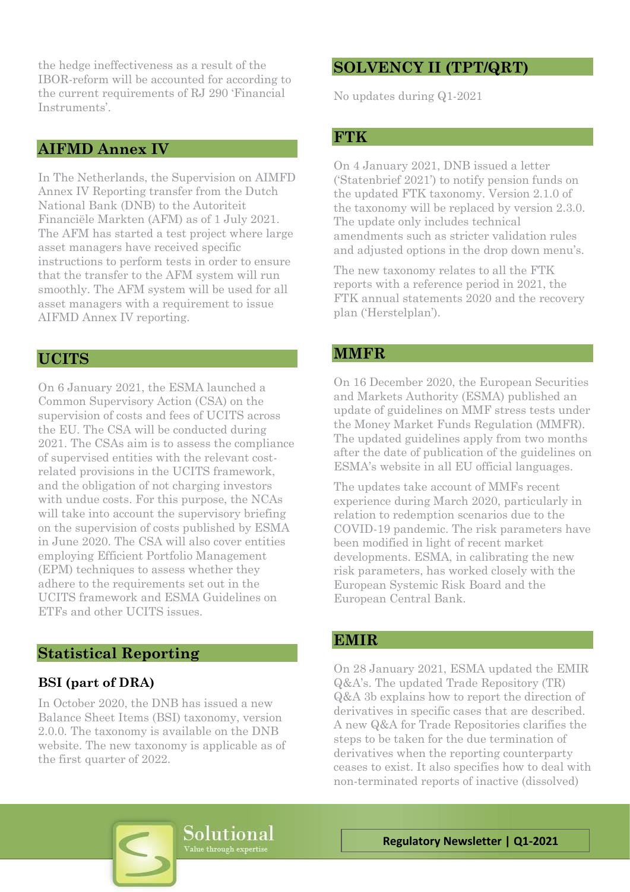the hedge ineffectiveness as a result of the IBOR-reform will be accounted for according to the current requirements of RJ 290 'Financial Instruments'.

## AIFMD Annex IV

In The Netherlands, the Supervision on AIMFD Annex IV Reporting transfer from the Dutch National Bank (DNB) to the Autoriteit Financiële Markten (AFM) as of 1 July 2021. The AFM has started a test project where large asset managers have received specific instructions to perform tests in order to ensure that the transfer to the AFM system will run smoothly. The AFM system will be used for all asset managers with a requirement to issue AIFMD Annex IV reporting.

## UCITS

On 6 January 2021, the ESMA launched a Common Supervisory Action (CSA) on the supervision of costs and fees of UCITS across the EU. The CSA will be conducted during 2021. The CSAs aim is to assess the compliance of supervised entities with the relevant cost-related provisions in the UCITS framework, and the obligation of not charging investors with undue costs. For this purpose, the NCAs will take into account the supervisory briefing on the supervision of costs published by ESMA in June 2020. The CSA will also cover entities employing Efficient Portfolio Management (EPM) techniques to assess whether they adhere to the requirements set out in the UCITS framework and ESMA Guidelines on ETFs and other UCITS issues.

## Statistical Reporting

### BSI (part of DRA)

In October 2020, the DNB has issued a new Balance Sheet Items (BSI) taxonomy, version 2.0.0. The taxonomy is available on the DNB website. The new taxonomy is applicable as of the first quarter of 2022.

## SOLVENCY II (TPT/QRT)

No updates during Q1-2021

## FTK

On 4 January 2021, DNB issued a letter ('Statenbrief 2021') to notify pension funds on the updated FTK taxonomy. Version 2.1.0 of the taxonomy will be replaced by version 2.3.0. The update only includes technical amendments such as stricter validation rules and adjusted options in the drop down menu's.

The new taxonomy relates to all the FTK reports with a reference period in 2021, the FTK annual statements 2020 and the recovery plan ('Herstelplan').

## MMFR

On 16 December 2020, the European Securities and Markets Authority (ESMA) published an update of guidelines on MMF stress tests under the Money Market Funds Regulation (MMFR). The updated guidelines apply from two months after the date of publication of the guidelines on ESMA's website in all EU official languages.

The updates take account of MMFs recent experience during March 2020, particularly in relation to redemption scenarios due to the COVID-19 pandemic. The risk parameters have been modified in light of recent market developments. ESMA, in calibrating the new risk parameters, has worked closely with the European Systemic Risk Board and the European Central Bank.

## EMIR

On 28 January 2021, ESMA updated the EMIR Q&A's. The updated Trade Repository (TR) Q&A 3b explains how to report the direction of derivatives in specific cases that are described. A new Q&A for Trade Repositories clarifies the steps to be taken for the due termination of derivatives when the reporting counterparty ceases to exist. It also specifies how to deal with non-terminated reports of inactive (dissolved)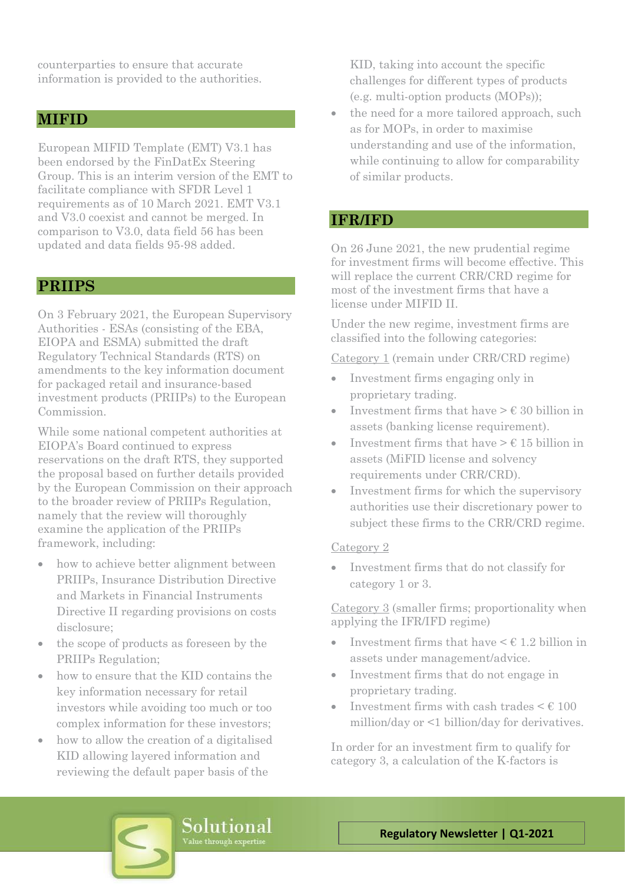counterparties to ensure that accurate information is provided to the authorities.

## MIFID

European MIFID Template (EMT) V3.1 has been endorsed by the FinDatEx Steering Group. This is an interim version of the EMT to facilitate compliance with SFDR Level 1 requirements as of 10 March 2021. EMT V3.1 and V3.0 coexist and cannot be merged. In comparison to V3.0, data field 56 has been updated and data fields 95-98 added.

## PRIIPS

On 3 February 2021, the European Supervisory Authorities - ESAs (consisting of the EBA, EIOPA and ESMA) submitted the draft Regulatory Technical Standards (RTS) on amendments to the key information document for packaged retail and insurance-based investment products (PRIIPs) to the European Commission.

While some national competent authorities at EIOPA's Board continued to express reservations on the draft RTS, they supported the proposal based on further details provided by the European Commission on their approach to the broader review of PRIIPs Regulation, namely that the review will thoroughly examine the application of the PRIIPs framework, including:

- how to achieve better alignment between PRIIPs, Insurance Distribution Directive and Markets in Financial Instruments Directive II regarding provisions on costs disclosure;
- the scope of products as foreseen by the PRIIPs Regulation;
- how to ensure that the KID contains the key information necessary for retail investors while avoiding too much or too complex information for these investors;
- how to allow the creation of a digitalised KID allowing layered information and reviewing the default paper basis of the KID, taking into account the specific challenges for different types of products (e.g. multi-option products (MOPs));
- the need for a more tailored approach, such as for MOPs, in order to maximise understanding and use of the information, while continuing to allow for comparability of similar products.

## IFR/IFD

On 26 June 2021, the new prudential regime for investment firms will become effective. This will replace the current CRR/CRD regime for most of the investment firms that have a license under MIFID II.

Under the new regime, investment firms are classified into the following categories:

Category 1 (remain under CRR/CRD regime)

- Investment firms engaging only in proprietary trading.
- Investment firms that have > € 30 billion in assets (banking license requirement).
- Investment firms that have > € 15 billion in assets (MiFID license and solvency requirements under CRR/CRD).
- Investment firms for which the supervisory authorities use their discretionary power to subject these firms to the CRR/CRD regime.

Category 2

- Investment firms that do not classify for category 1 or 3.

Category 3 (smaller firms; proportionality when applying the IFR/IFD regime)

- Investment firms that have < € 1.2 billion in assets under management/advice.
- Investment firms that do not engage in proprietary trading.
- Investment firms with cash trades < € 100 million/day or <1 billion/day for derivatives.

In order for an investment firm to qualify for category 3, a calculation of the K-factors is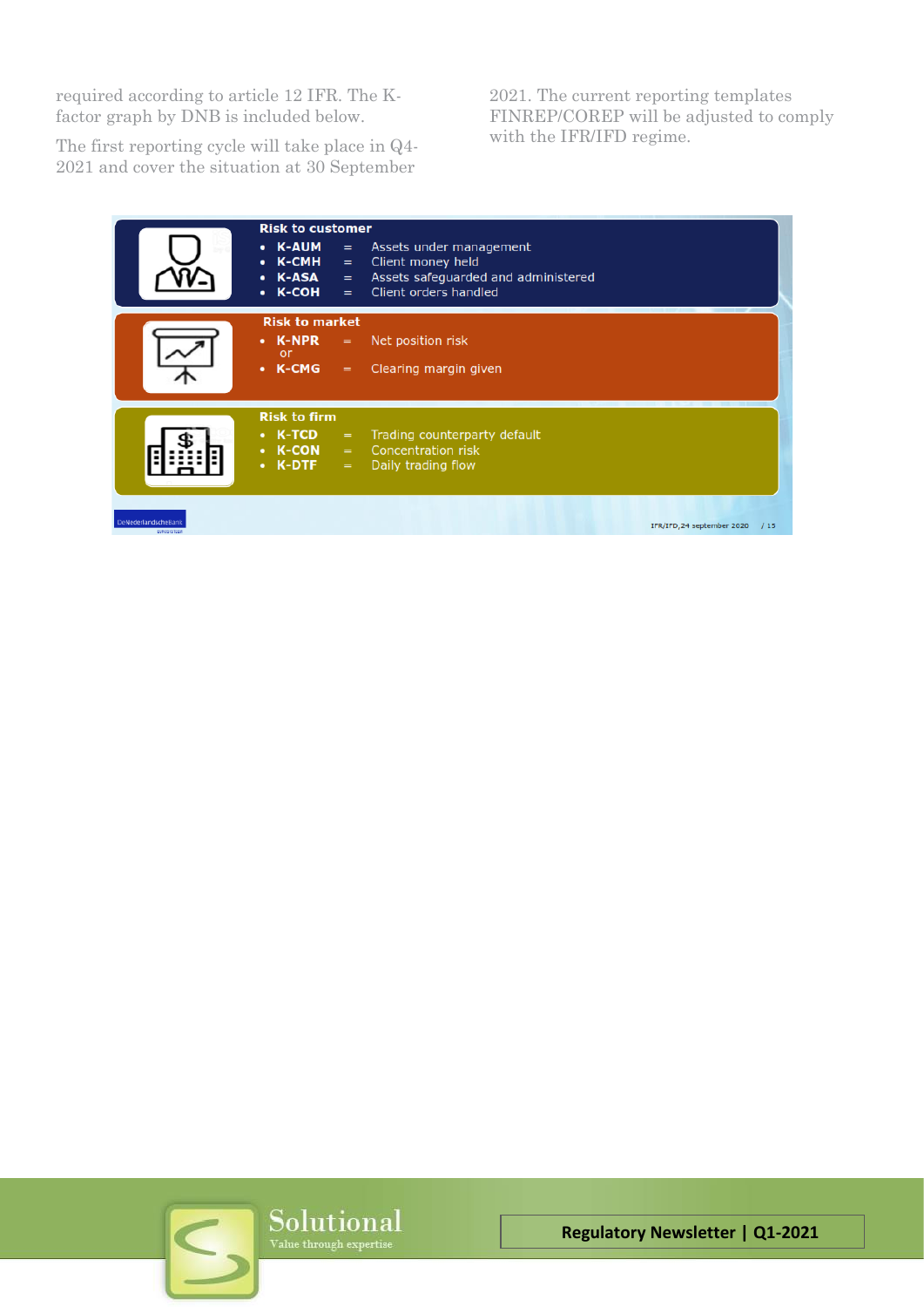required according to article 12 IFR. The K-factor graph by DNB is included below.

The first reporting cycle will take place in Q4-2021 and cover the situation at 30 September 2021. The current reporting templates FINREP/COREP will be adjusted to comply with the IFR/IFD regime.

**Risk to customer**

- **K-AUM** = Assets under management
- **K-CMH** = Client money held
- **K-ASA** = Assets safeguarded and administered
- **K-COH** = Client orders handled

**Risk to market**

- **K-NPR** = Net position risk
  or
- **K-CMG** = Clearing margin given

**Risk to firm**

- **K-TCD** = Trading counterparty default
- **K-CON** = Concentration risk
- **K-DTF** = Daily trading flow

DeNederlandscheBank — IFR/IFD, 24 september 2020 / 15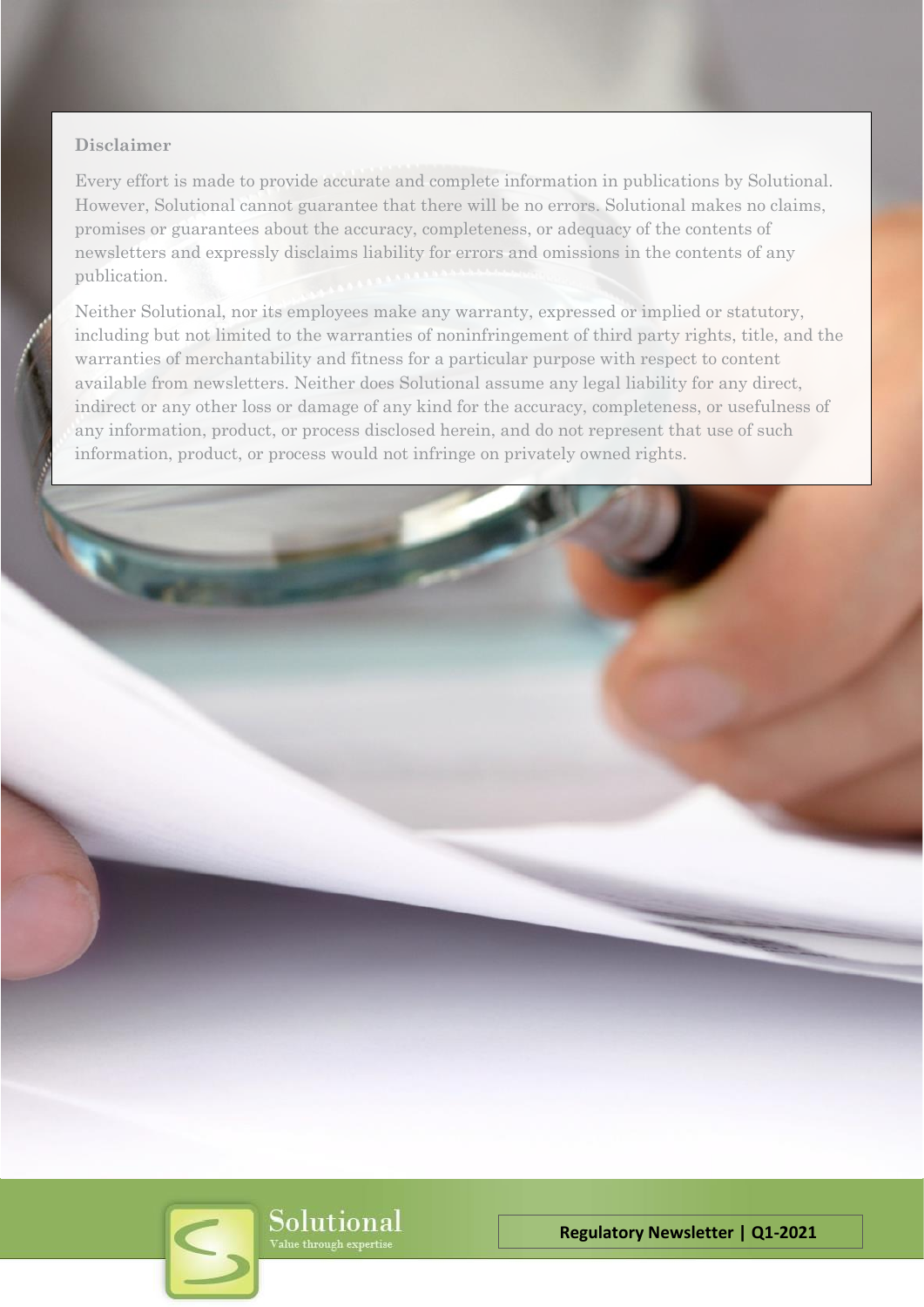## Disclaimer

Every effort is made to provide accurate and complete information in publications by Solutional. However, Solutional cannot guarantee that there will be no errors. Solutional makes no claims, promises or guarantees about the accuracy, completeness, or adequacy of the contents of newsletters and expressly disclaims liability for errors and omissions in the contents of any publication.

Neither Solutional, nor its employees make any warranty, expressed or implied or statutory, including but not limited to the warranties of noninfringement of third party rights, title, and the warranties of merchantability and fitness for a particular purpose with respect to content available from newsletters. Neither does Solutional assume any legal liability for any direct, indirect or any other loss or damage of any kind for the accuracy, completeness, or usefulness of any information, product, or process disclosed herein, and do not represent that use of such information, product, or process would not infringe on privately owned rights.